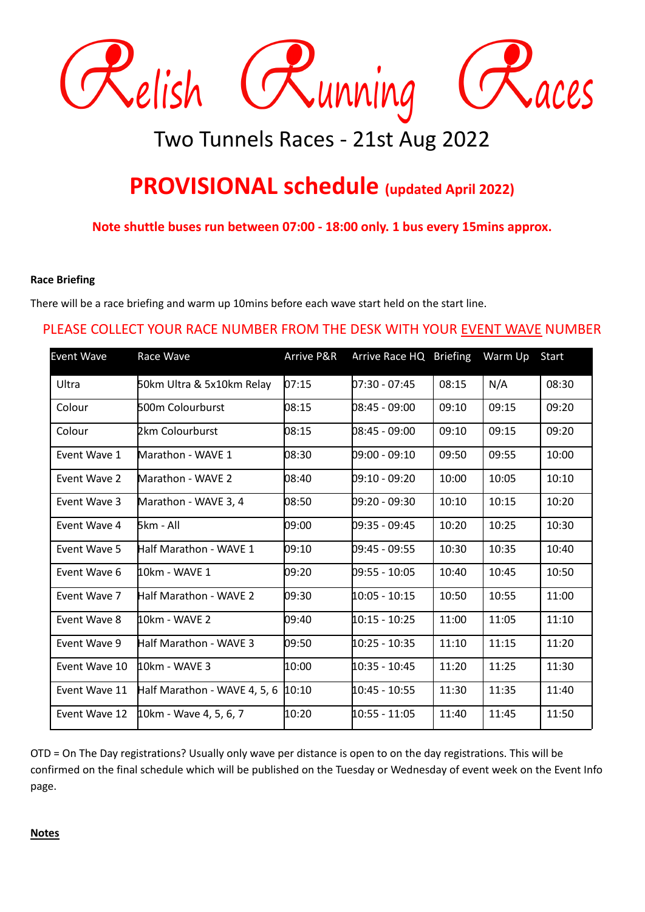# Relish Running Races

## Two Tunnels Races - 21st Aug 2022

## PROVISIONAL schedule (updated April 2022)

**Note shuttle buses run between 07:00 - 18:00 only. 1 bus every 15mins approx.**

**Race Briefing**

There will be a race briefing and warm up 10mins before each wave start held on the start line.

PLEASE COLLECT YOUR RACE NUMBER FROM THE DESK WITH YOUR EVENT WAVE NUMBER

| Event Wave | Race Wave | Arrive P&R | Arrive Race HQ | Briefing | Warm Up | Start |
|---|---|---|---|---|---|---|
| Ultra | 50km Ultra & 5x10km Relay | 07:15 | 07:30 - 07:45 | 08:15 | N/A | 08:30 |
| Colour | 500m Colourburst | 08:15 | 08:45 - 09:00 | 09:10 | 09:15 | 09:20 |
| Colour | 2km Colourburst | 08:15 | 08:45 - 09:00 | 09:10 | 09:15 | 09:20 |
| Event Wave 1 | Marathon - WAVE 1 | 08:30 | 09:00 - 09:10 | 09:50 | 09:55 | 10:00 |
| Event Wave 2 | Marathon - WAVE 2 | 08:40 | 09:10 - 09:20 | 10:00 | 10:05 | 10:10 |
| Event Wave 3 | Marathon - WAVE 3, 4 | 08:50 | 09:20 - 09:30 | 10:10 | 10:15 | 10:20 |
| Event Wave 4 | 5km - All | 09:00 | 09:35 - 09:45 | 10:20 | 10:25 | 10:30 |
| Event Wave 5 | Half Marathon - WAVE 1 | 09:10 | 09:45 - 09:55 | 10:30 | 10:35 | 10:40 |
| Event Wave 6 | 10km - WAVE 1 | 09:20 | 09:55 - 10:05 | 10:40 | 10:45 | 10:50 |
| Event Wave 7 | Half Marathon - WAVE 2 | 09:30 | 10:05 - 10:15 | 10:50 | 10:55 | 11:00 |
| Event Wave 8 | 10km - WAVE 2 | 09:40 | 10:15 - 10:25 | 11:00 | 11:05 | 11:10 |
| Event Wave 9 | Half Marathon - WAVE 3 | 09:50 | 10:25 - 10:35 | 11:10 | 11:15 | 11:20 |
| Event Wave 10 | 10km - WAVE 3 | 10:00 | 10:35 - 10:45 | 11:20 | 11:25 | 11:30 |
| Event Wave 11 | Half Marathon - WAVE 4, 5, 6 | 10:10 | 10:45 - 10:55 | 11:30 | 11:35 | 11:40 |
| Event Wave 12 | 10km - Wave 4, 5, 6, 7 | 10:20 | 10:55 - 11:05 | 11:40 | 11:45 | 11:50 |

OTD = On The Day registrations? Usually only wave per distance is open to on the day registrations. This will be confirmed on the final schedule which will be published on the Tuesday or Wednesday of event week on the Event Info page.

**Notes**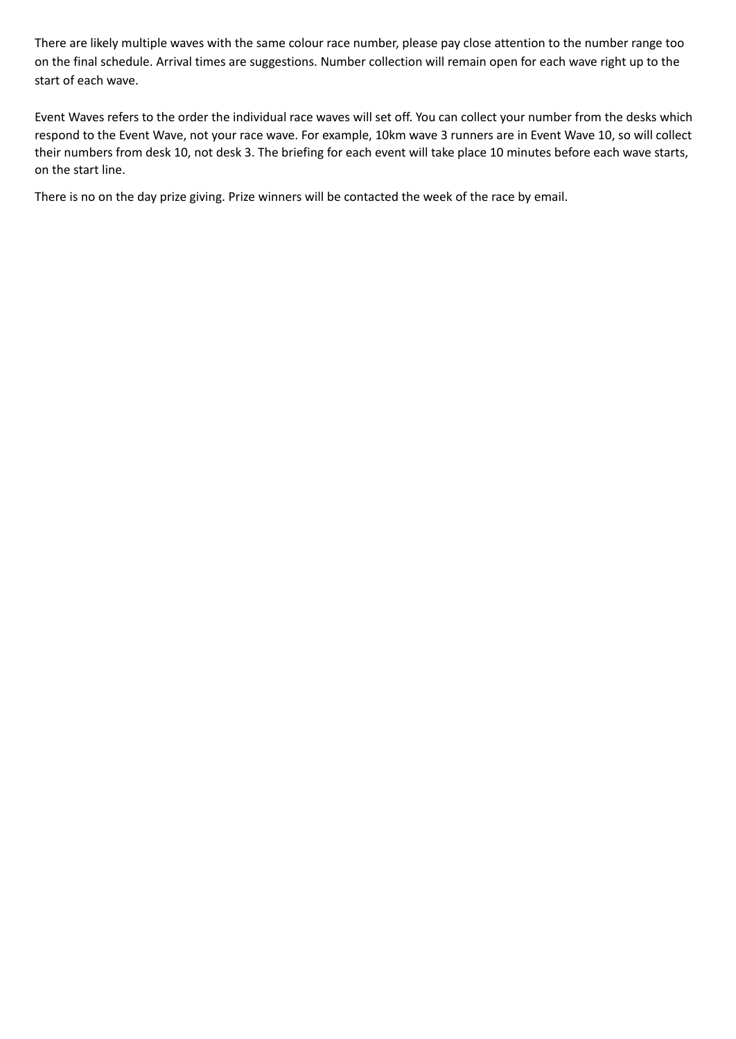There are likely multiple waves with the same colour race number, please pay close attention to the number range too on the final schedule. Arrival times are suggestions. Number collection will remain open for each wave right up to the start of each wave.

Event Waves refers to the order the individual race waves will set off. You can collect your number from the desks which respond to the Event Wave, not your race wave. For example, 10km wave 3 runners are in Event Wave 10, so will collect their numbers from desk 10, not desk 3. The briefing for each event will take place 10 minutes before each wave starts, on the start line.

There is no on the day prize giving. Prize winners will be contacted the week of the race by email.